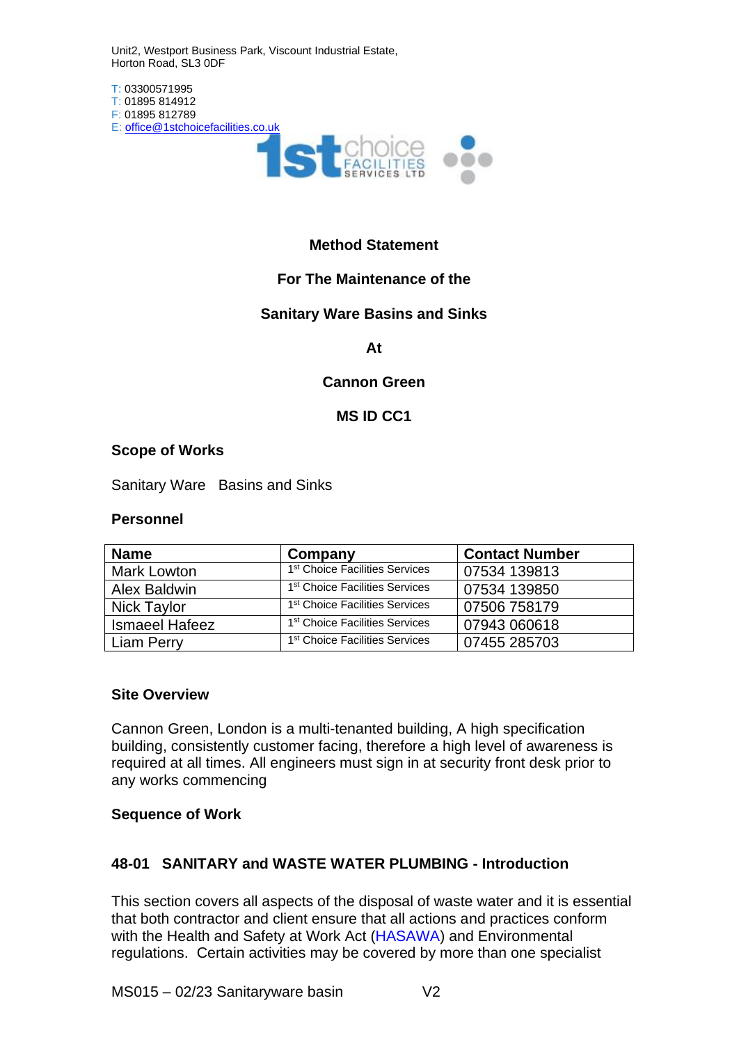Unit2, Westport Business Park, Viscount Industrial Estate,
Horton Road, SL3 0DF

T: 03300571995
T: 01895 814912
F: 01895 812789
E: office@1stchoicefacilities.co.uk

1st choice FACILITIES SERVICES LTD

**Method Statement**

**For The Maintenance of the**

**Sanitary Ware Basins and Sinks**

**At**

**Cannon Green**

**MS ID CC1**

### Scope of Works

Sanitary Ware   Basins and Sinks

### Personnel

| Name | Company | Contact Number |
|---|---|---|
| Mark Lowton | 1st Choice Facilities Services | 07534 139813 |
| Alex Baldwin | 1st Choice Facilities Services | 07534 139850 |
| Nick Taylor | 1st Choice Facilities Services | 07506 758179 |
| Ismaeel Hafeez | 1st Choice Facilities Services | 07943 060618 |
| Liam Perry | 1st Choice Facilities Services | 07455 285703 |

### Site Overview

Cannon Green, London is a multi-tenanted building, A high specification building, consistently customer facing, therefore a high level of awareness is required at all times. All engineers must sign in at security front desk prior to any works commencing

### Sequence of Work

### 48-01 SANITARY and WASTE WATER PLUMBING - Introduction

This section covers all aspects of the disposal of waste water and it is essential that both contractor and client ensure that all actions and practices conform with the Health and Safety at Work Act (HASAWA) and Environmental regulations. Certain activities may be covered by more than one specialist

MS015 – 02/23 Sanitaryware basin V2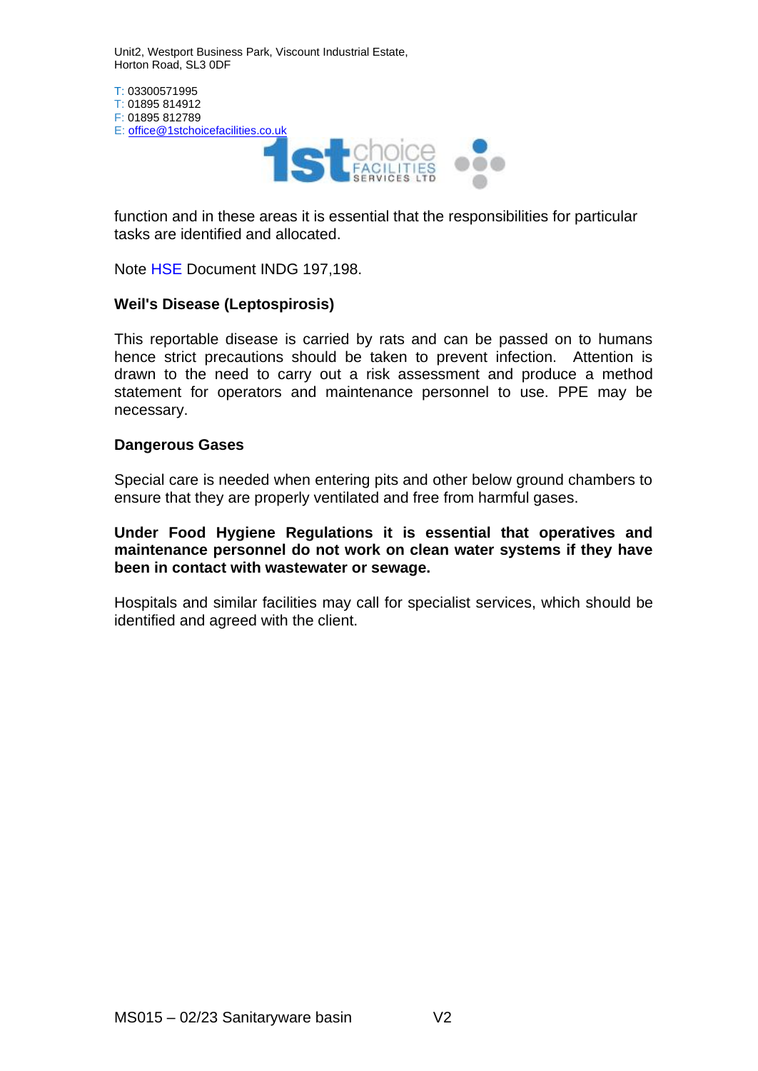function and in these areas it is essential that the responsibilities for particular tasks are identified and allocated.

Note HSE Document INDG 197,198.

**Weil's Disease (Leptospirosis)**

This reportable disease is carried by rats and can be passed on to humans hence strict precautions should be taken to prevent infection. Attention is drawn to the need to carry out a risk assessment and produce a method statement for operators and maintenance personnel to use. PPE may be necessary.

**Dangerous Gases**

Special care is needed when entering pits and other below ground chambers to ensure that they are properly ventilated and free from harmful gases.

**Under Food Hygiene Regulations it is essential that operatives and maintenance personnel do not work on clean water systems if they have been in contact with wastewater or sewage.**

Hospitals and similar facilities may call for specialist services, which should be identified and agreed with the client.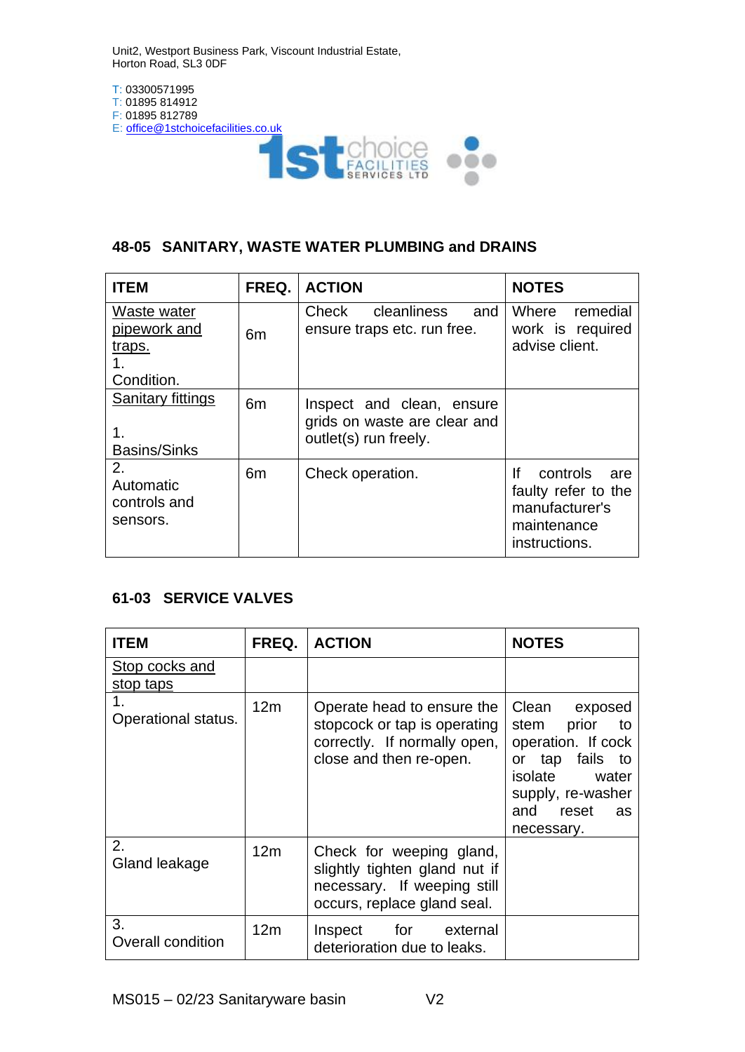Unit2, Westport Business Park, Viscount Industrial Estate,
Horton Road, SL3 0DF

T: 03300571995
T: 01895 814912
F: 01895 812789
E: office@1stchoicefacilities.co.uk

## 48-05 SANITARY, WASTE WATER PLUMBING and DRAINS

| ITEM | FREQ. | ACTION | NOTES |
|---|---|---|---|
| Waste water pipework and traps.<br>1.<br>Condition. | 6m | Check cleanliness and ensure traps etc. run free. | Where remedial work is required advise client. |
| Sanitary fittings<br><br>1.<br>Basins/Sinks | 6m | Inspect and clean, ensure grids on waste are clear and outlet(s) run freely. | |
| 2.<br>Automatic controls and sensors. | 6m | Check operation. | If controls are faulty refer to the manufacturer's maintenance instructions. |

## 61-03 SERVICE VALVES

| ITEM | FREQ. | ACTION | NOTES |
|---|---|---|---|
| Stop cocks and stop taps | | | |
| 1.<br>Operational status. | 12m | Operate head to ensure the stopcock or tap is operating correctly. If normally open, close and then re-open. | Clean exposed stem prior to operation. If cock or tap fails to isolate water supply, re-washer and reset as necessary. |
| 2.<br>Gland leakage | 12m | Check for weeping gland, slightly tighten gland nut if necessary. If weeping still occurs, replace gland seal. | |
| 3.<br>Overall condition | 12m | Inspect for external deterioration due to leaks. | |

MS015 – 02/23 Sanitaryware basin V2